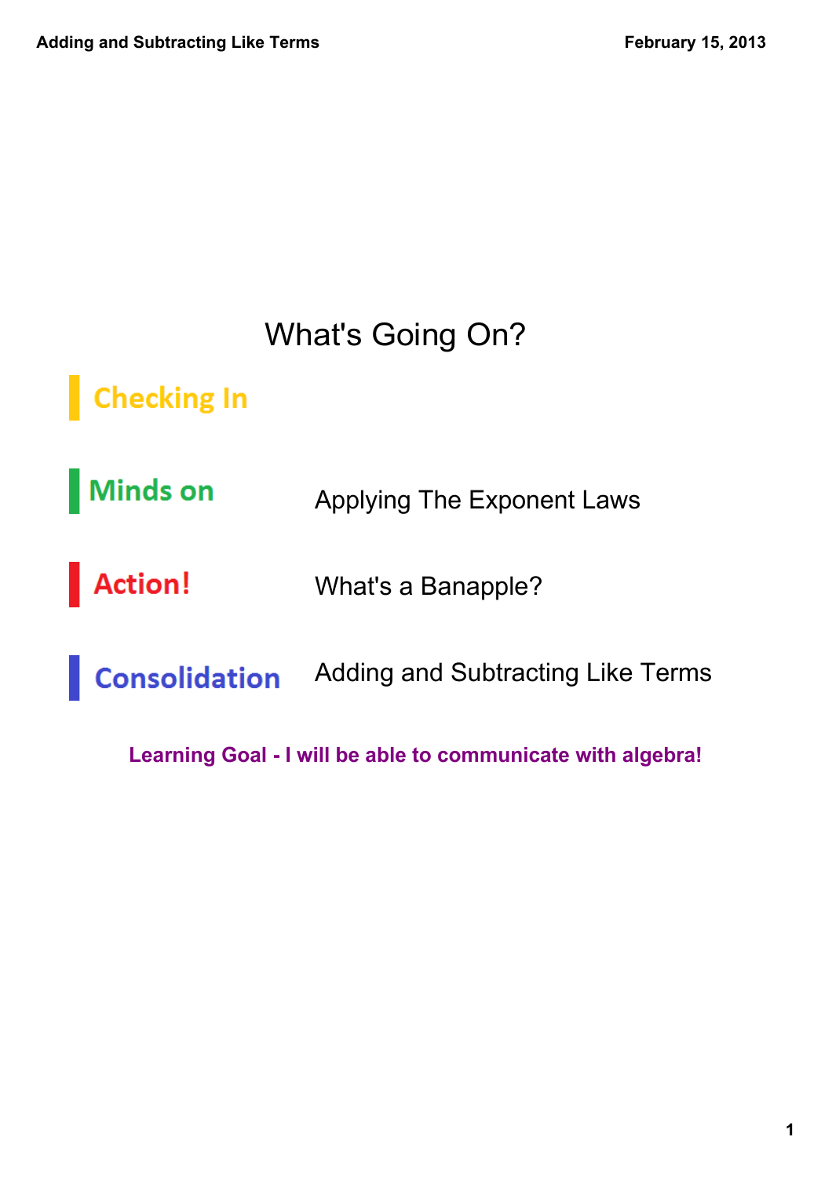# What's Going On?

| | |
|---|---|
| **Checking In** | |
| **Minds on** | Applying The Exponent Laws |
| **Action!** | What's a Banapple? |
| **Consolidation** | Adding and Subtracting Like Terms |

**Learning Goal - I will be able to communicate with algebra!**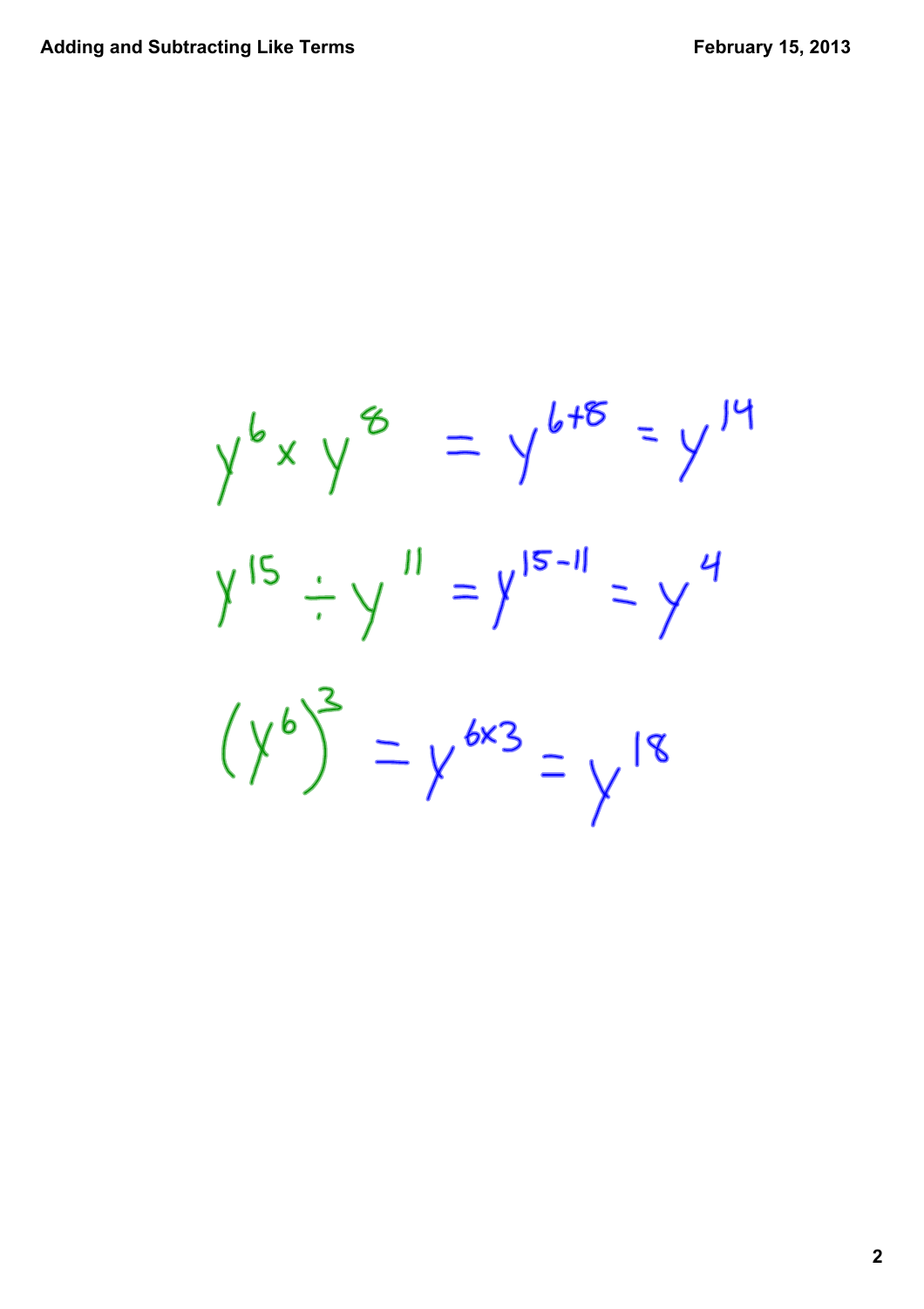$$y^6 \times y^8 = y^{6+8} = y^{14}$$

$$y^{15} \div y^{11} = y^{15-11} = y^4$$

$$(y^6)^3 = y^{6 \times 3} = y^{18}$$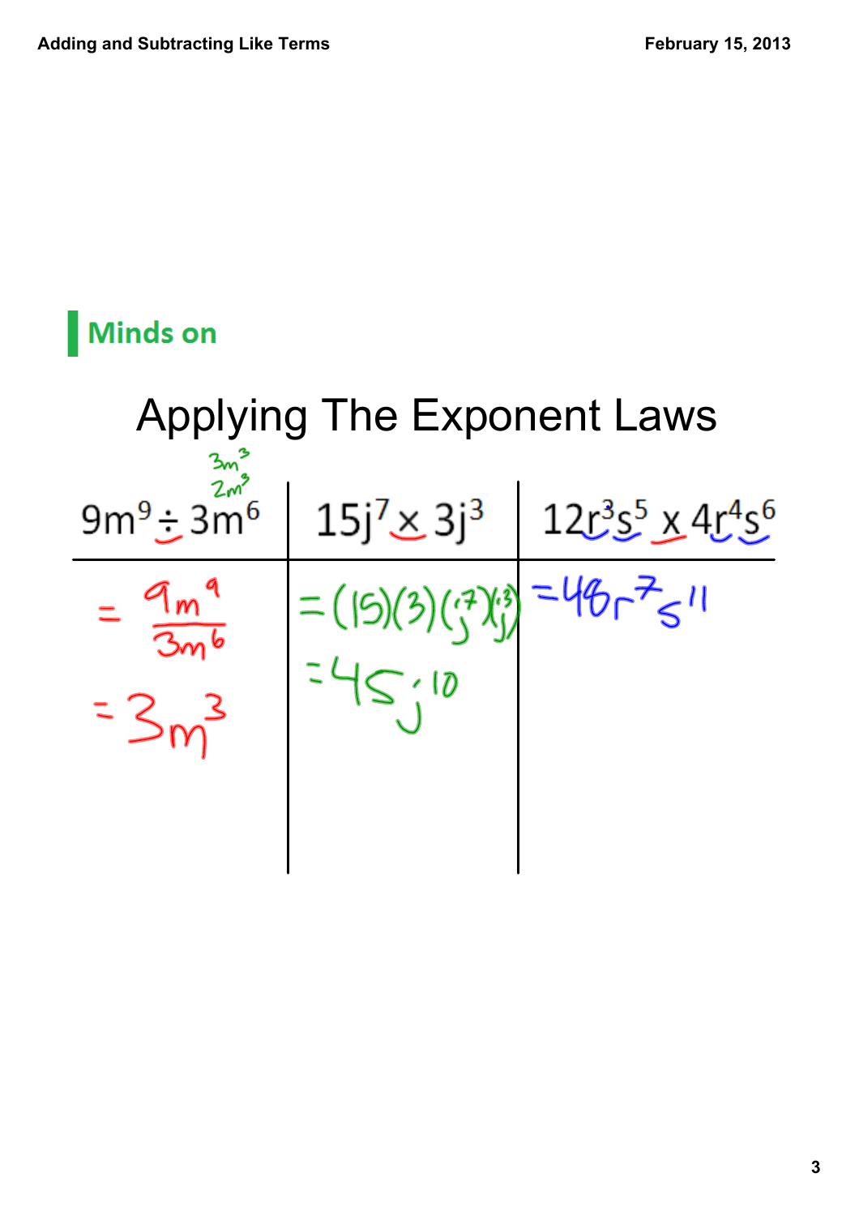## Minds on

# Applying The Exponent Laws

| $9m^9 \div 3m^6$ | $15j^7 \times 3j^3$ | $12r^3s^5 \times 4r^4s^6$ |
| --- | --- | --- |
| $= \frac{9m^9}{3m^6}$ | $= (15)(3)(j^7)(j^3)$ | $= 48r^7s^{11}$ |
| $= 3m^3$ | $= 45j^{10}$ | |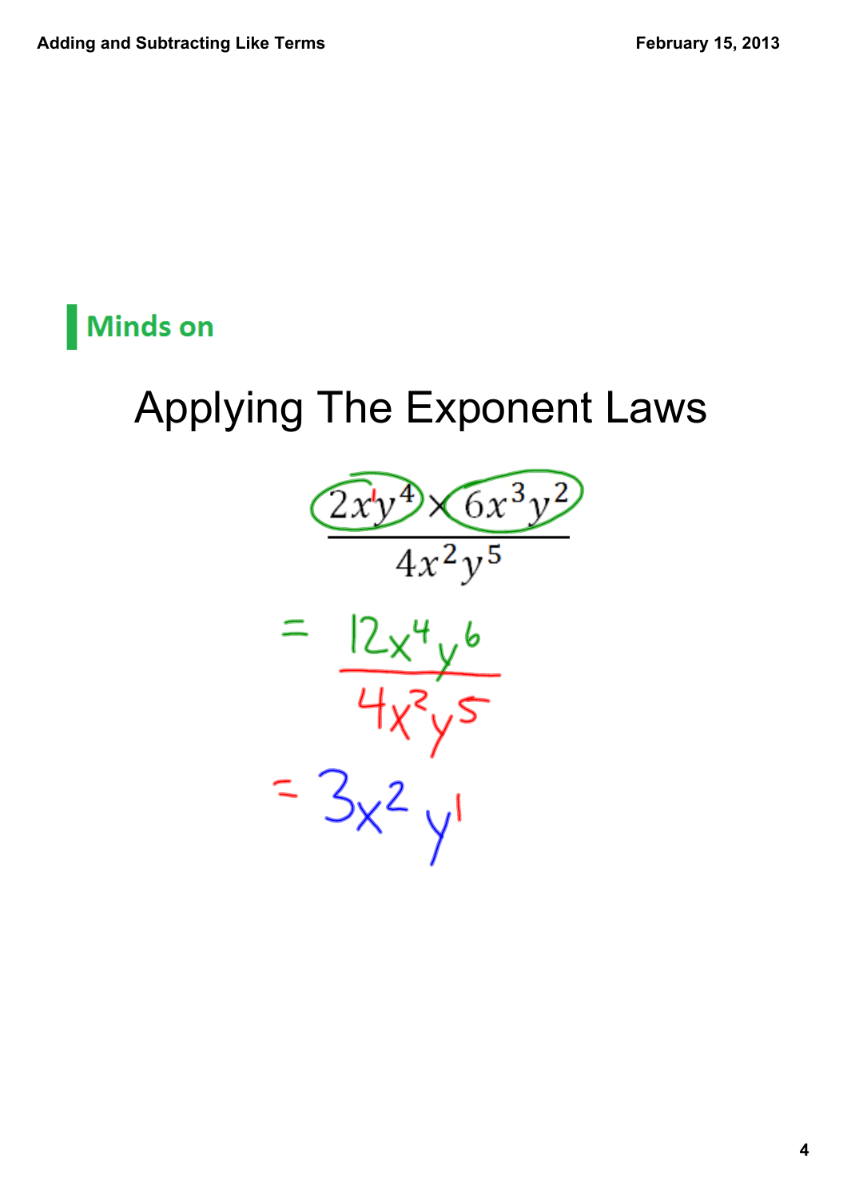## Minds on

# Applying The Exponent Laws

$$\frac{2x^1y^4 \times 6x^3y^2}{4x^2y^5}$$

$$= \frac{12x^4y^6}{4x^2y^5}$$

$$= 3x^2y^1$$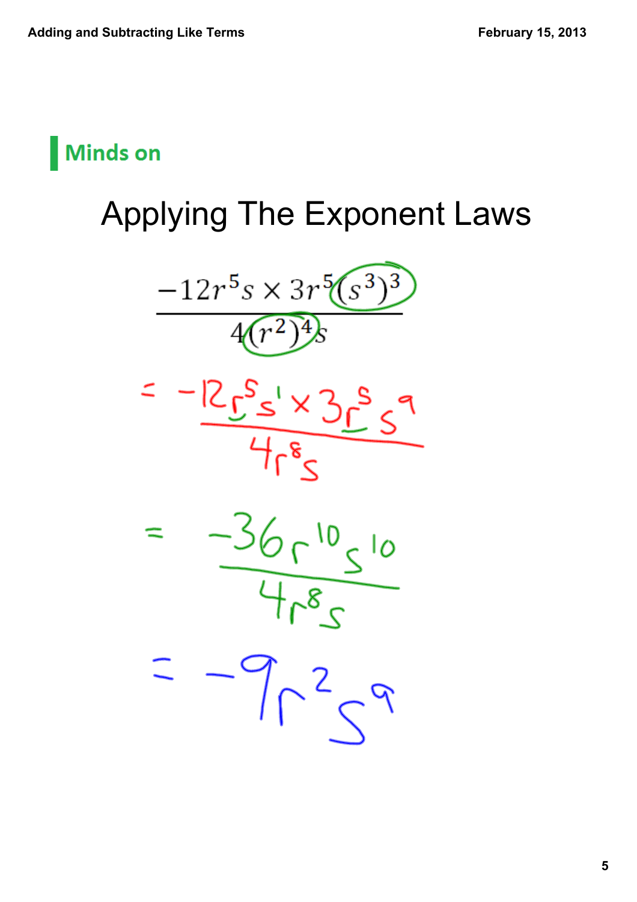## Minds on

# Applying The Exponent Laws

$$\frac{-12r^5s \times 3r^5(s^3)^3}{4(r^2)^4 s}$$

$$= \frac{-12r^5s^1 \times 3r^5s^9}{4r^8s}$$

$$= \frac{-36r^{10}s^{10}}{4r^8s}$$

$$= -9r^2s^9$$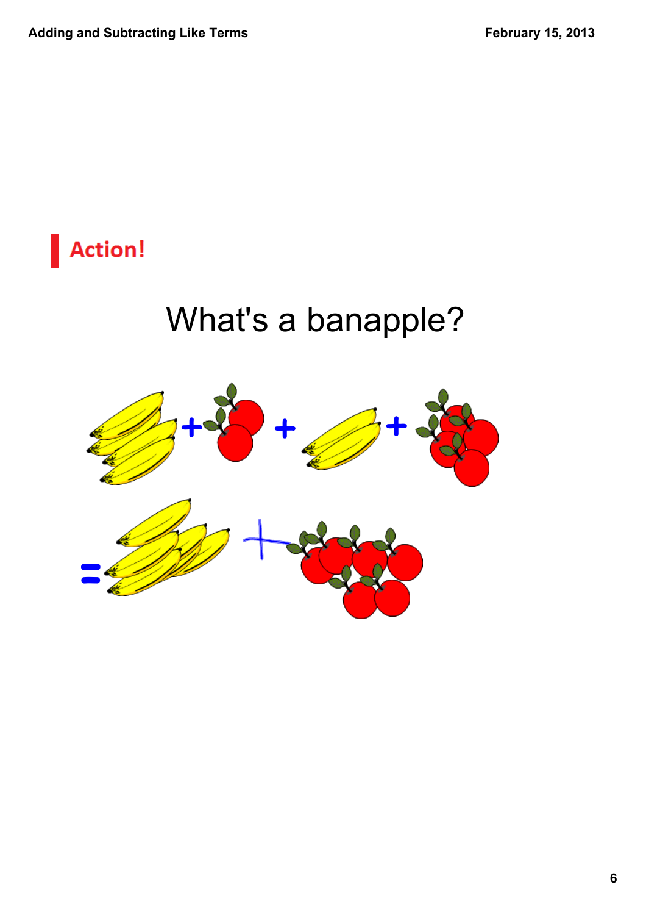## Action!

# What's a banapple?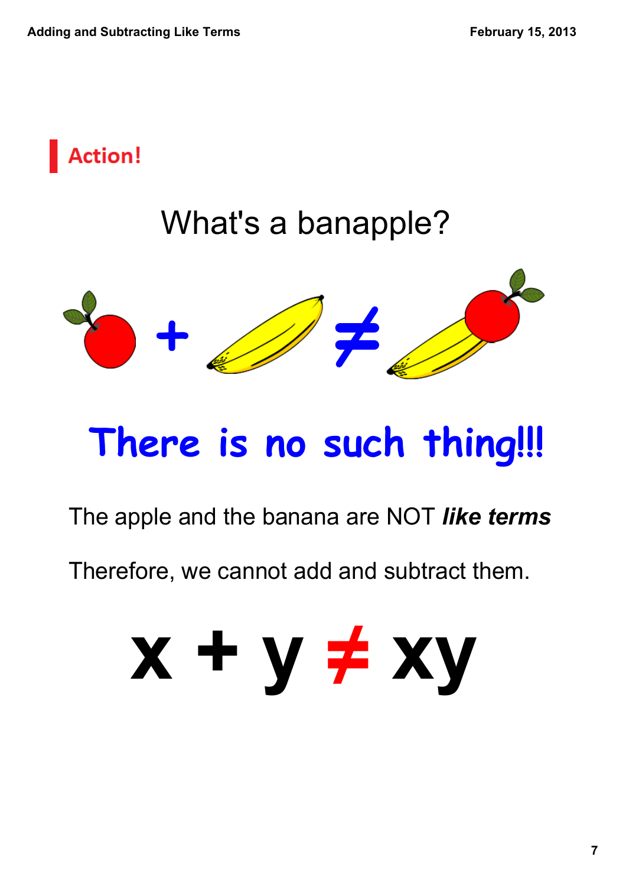## Action!

What's a banapple?

There is no such thing!!!

The apple and the banana are NOT ***like terms***

Therefore, we cannot add and subtract them.

$$x + y \neq xy$$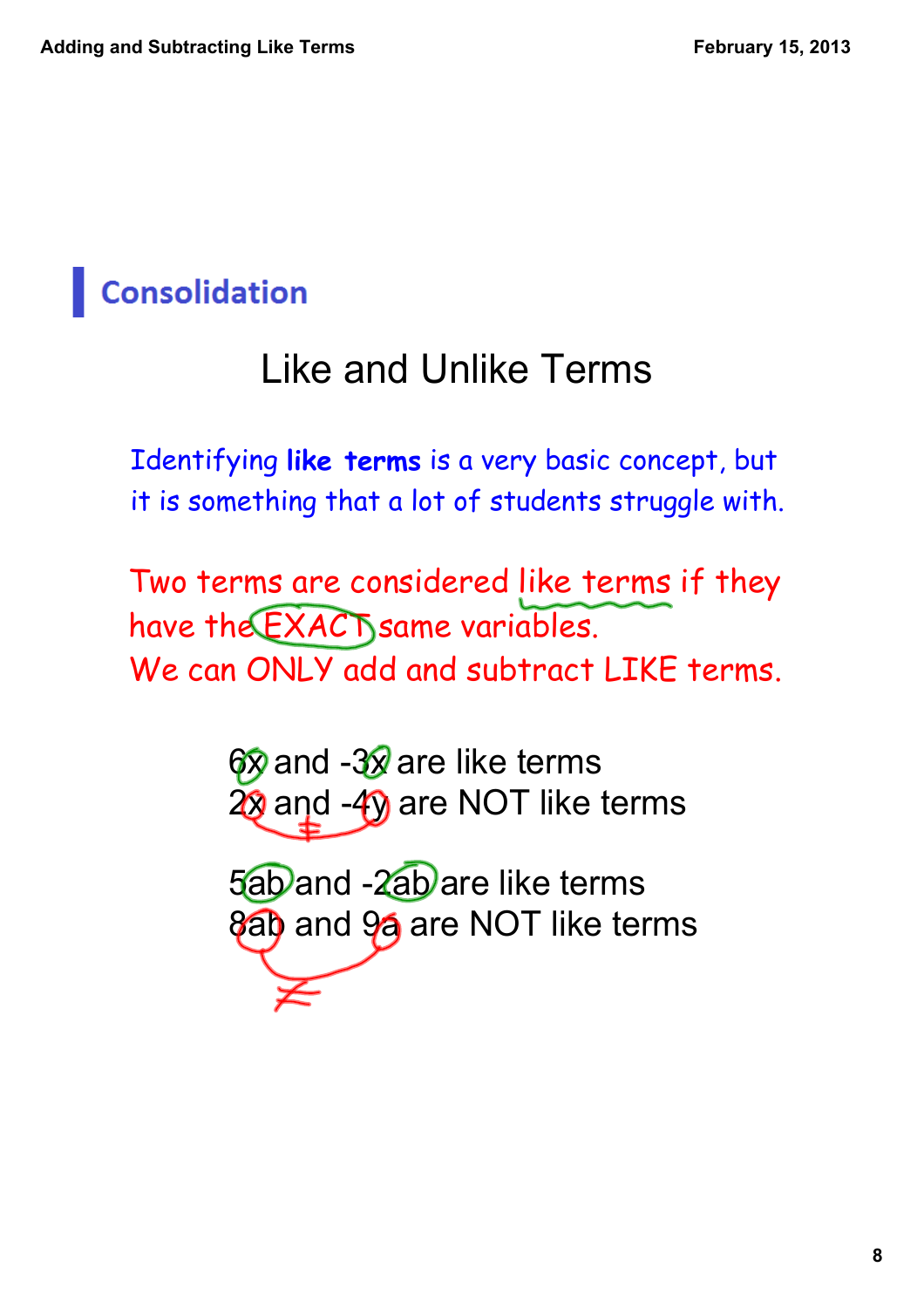## Consolidation

# Like and Unlike Terms

Identifying **like terms** is a very basic concept, but it is something that a lot of students struggle with.

Two terms are considered like terms if they have the EXACT same variables.
We can ONLY add and subtract LIKE terms.

$6x$ and $-3x$ are like terms
$2x$ and $-4y$ are NOT like terms

$5ab$ and $-2ab$ are like terms
$8ab$ and $9a$ are NOT like terms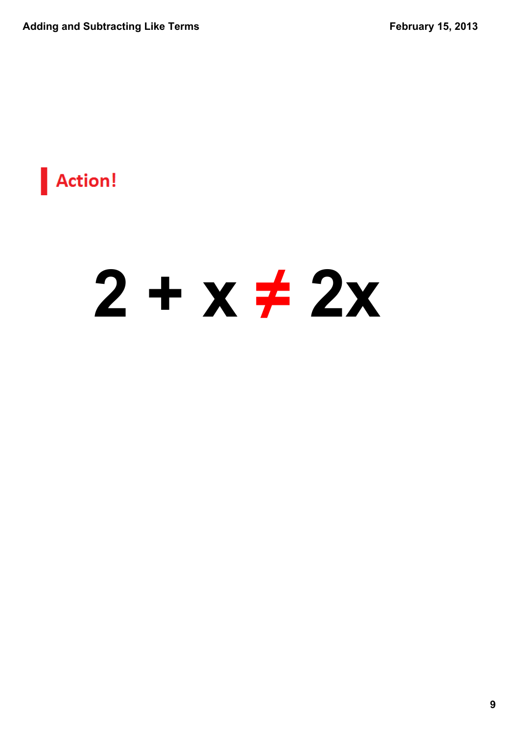## Action!

$$2 + x \neq 2x$$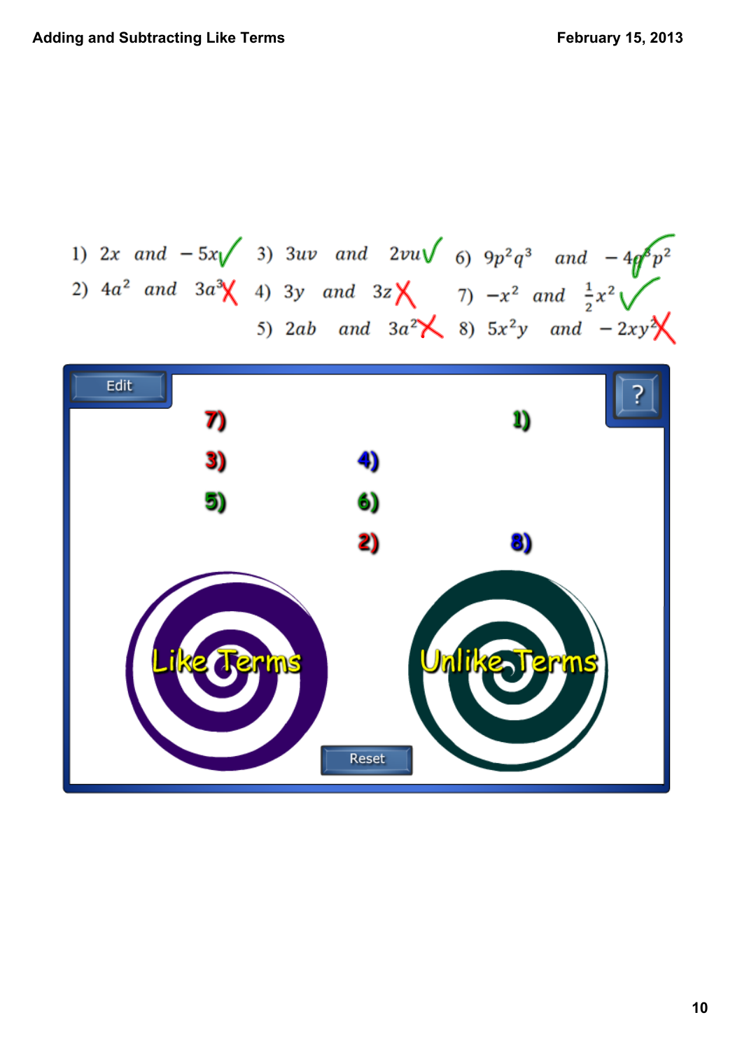# Adding and Subtracting Like Terms

February 15, 2013

1) $2x$ and $-5x$ ✓

2) $4a^2$ and $3a^3$ ✗

3) $3uv$ and $2vu$ ✓

4) $3y$ and $3z$ ✗

5) $2ab$ and $3a^2$ ✗

6) $9p^2q^3$ and $-4q^3p^2$ ✓

7) $-x^2$ and $\frac{1}{2}x^2$ ✓

8) $5x^2y$ and $-2xy^2$ ✗

Edit

?

7)

1)

3)

4)

5)

6)

2)

8)

Like Terms

Unlike Terms

Reset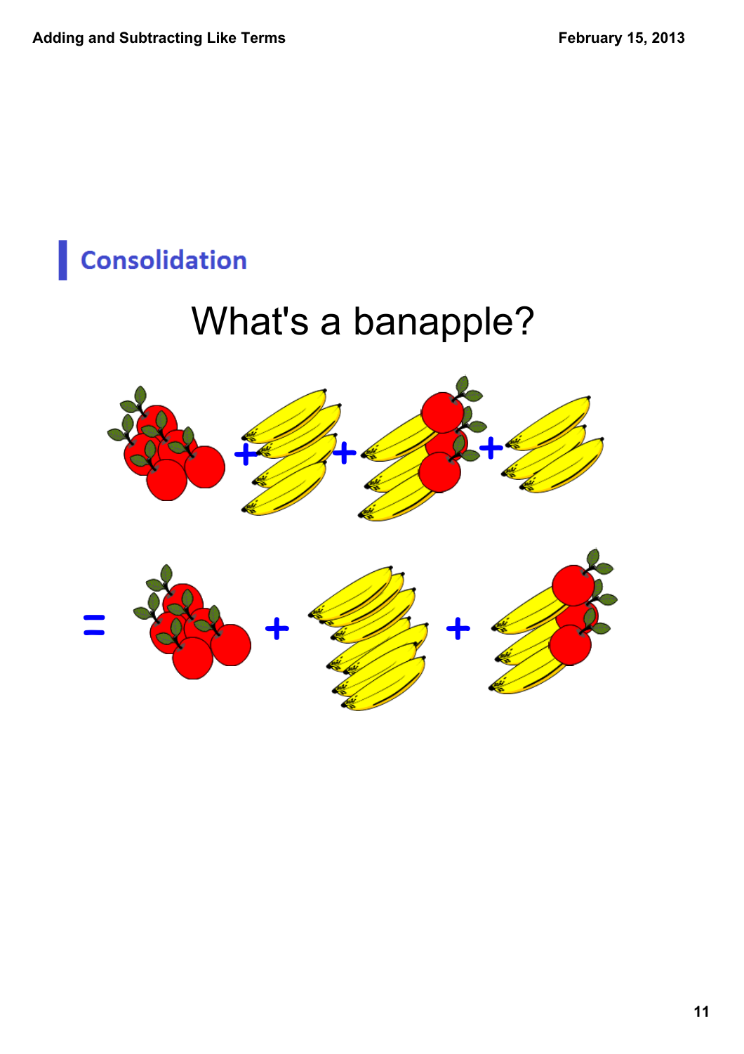## Consolidation

What's a banapple?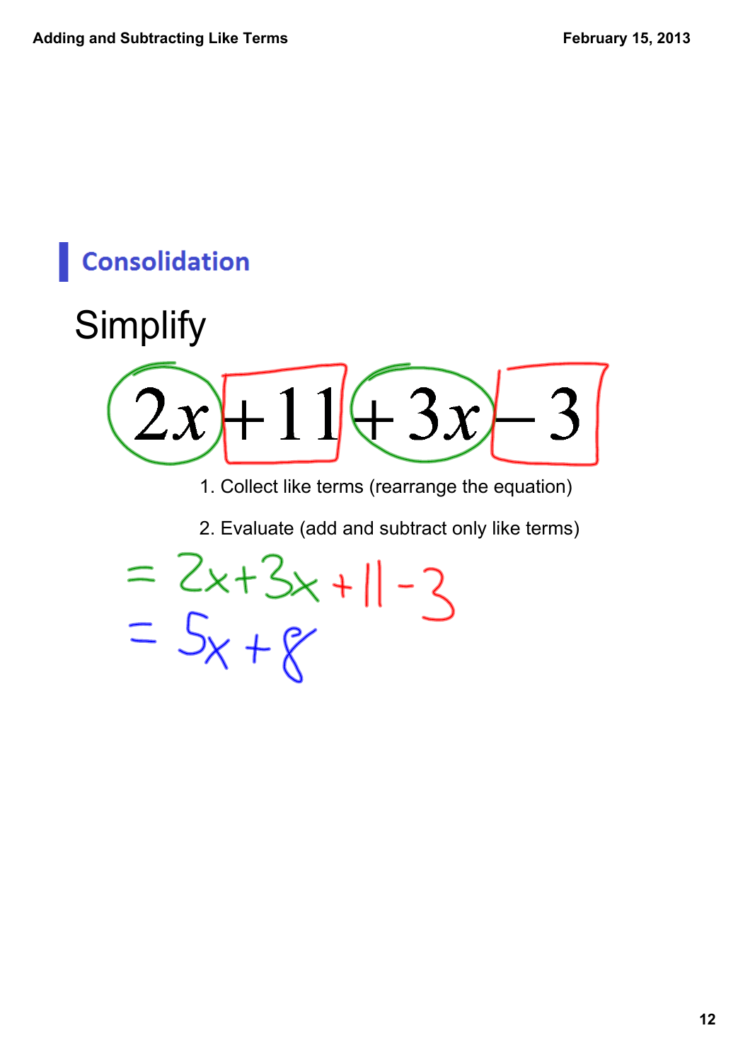## Consolidation

Simplify

$$2x + 11 + 3x - 3$$

1. Collect like terms (rearrange the equation)
2. Evaluate (add and subtract only like terms)

$$= 2x + 3x + 11 - 3$$

$$= 5x + 8$$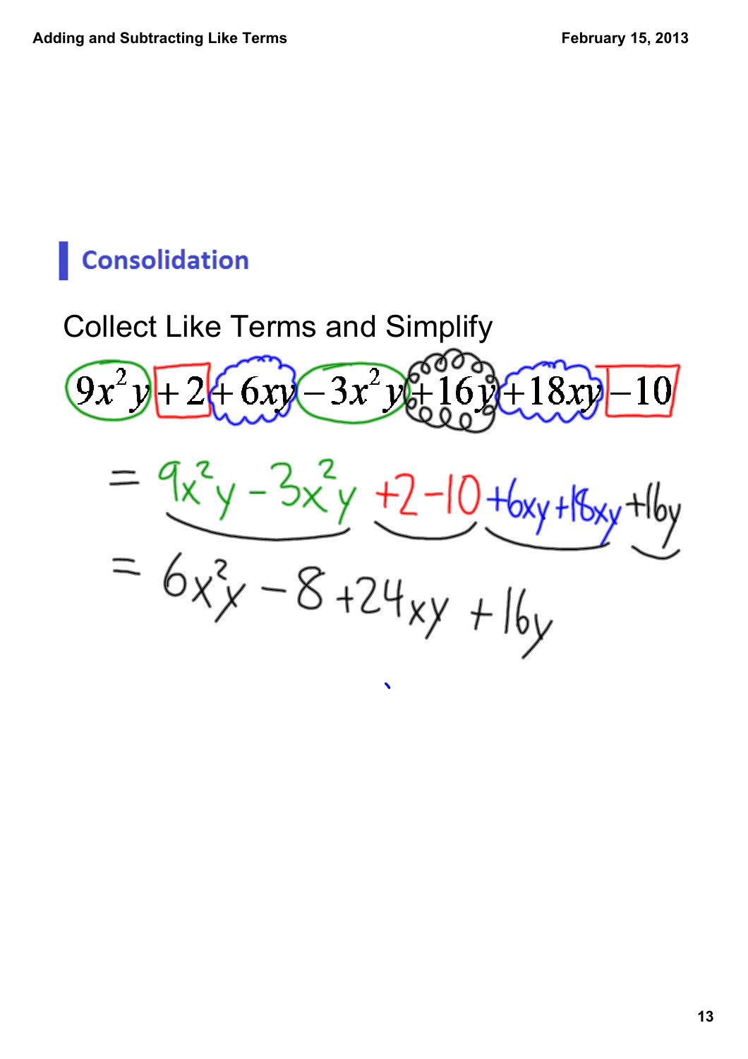## Consolidation

Collect Like Terms and Simplify

$$9x^2y + 2 + 6xy - 3x^2y + 16y + 18xy - 10$$

$$= 9x^2y - 3x^2y + 2 - 10 + 6xy + 18xy + 16y$$

$$= 6x^2y - 8 + 24xy + 16y$$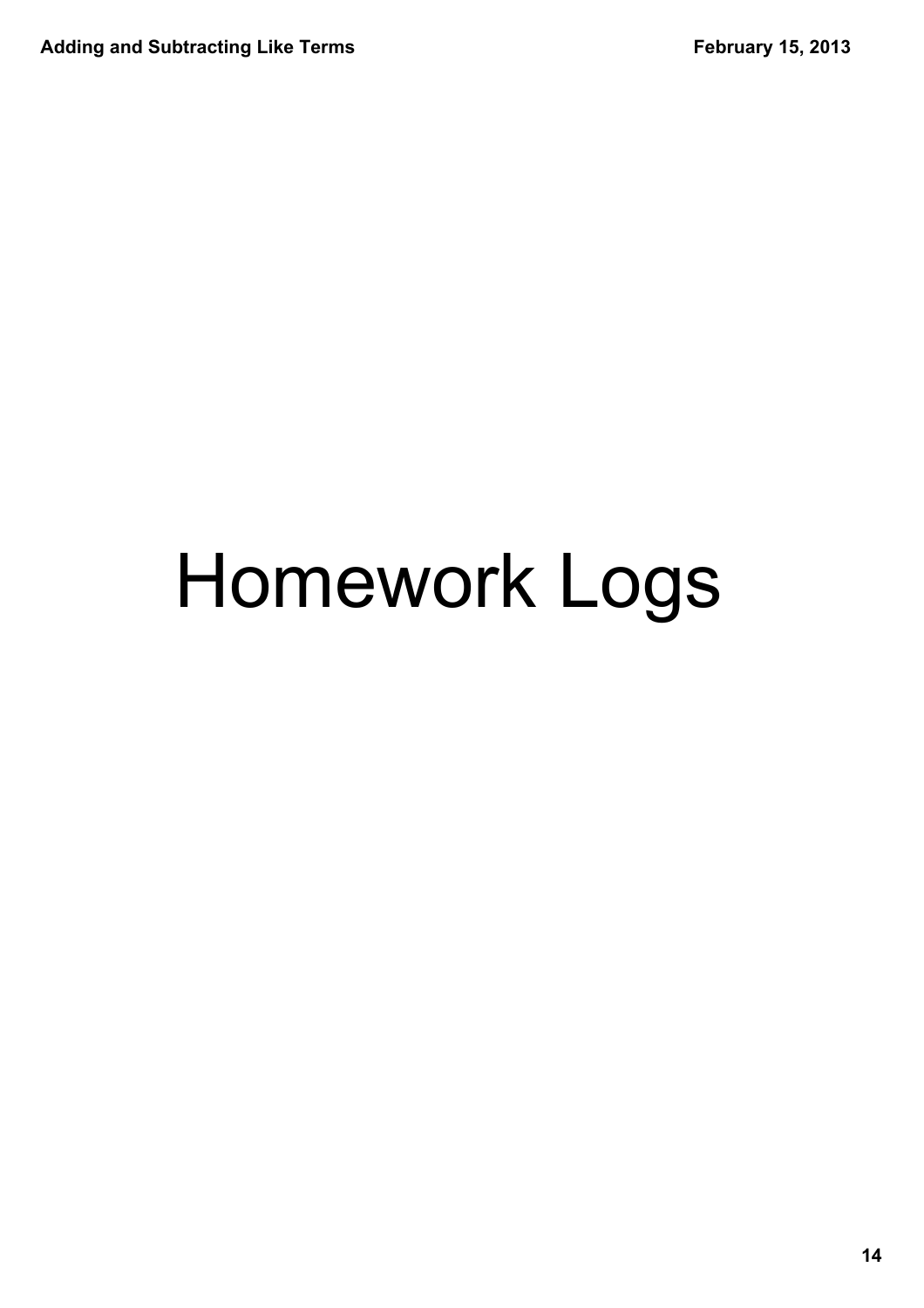# Homework Logs